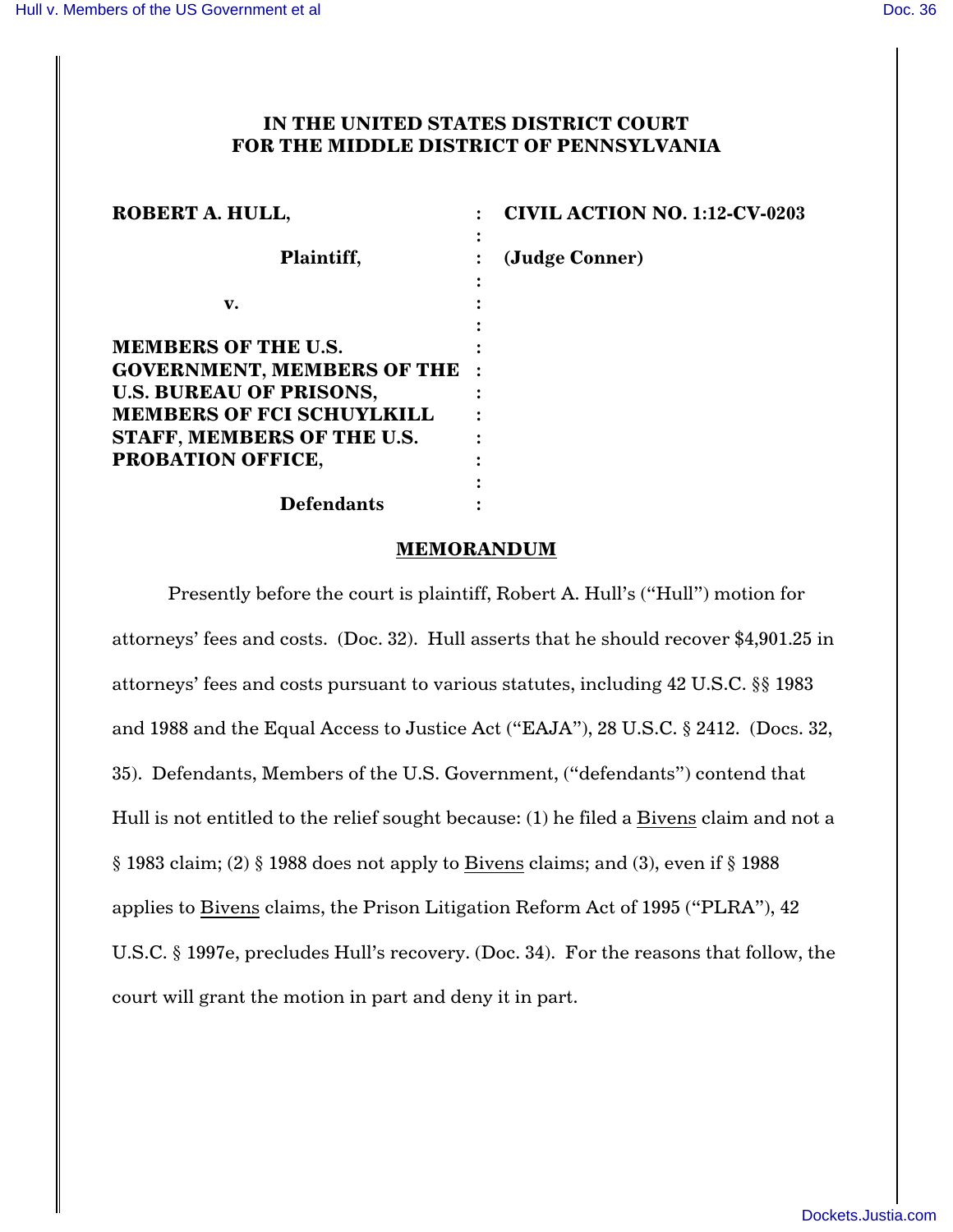**IN THE UNITED STATES DISTRICT COURT**
**FOR THE MIDDLE DISTRICT OF PENNSYLVANIA**

| | | |
|---|---|---|
| **ROBERT A. HULL,** | : | **CIVIL ACTION NO. 1:12-CV-0203** |
| | : | |
| **Plaintiff,** | : | **(Judge Conner)** |
| | : | |
| **v.** | : | |
| | : | |
| **MEMBERS OF THE U.S. GOVERNMENT, MEMBERS OF THE U.S. BUREAU OF PRISONS, MEMBERS OF FCI SCHUYLKILL STAFF, MEMBERS OF THE U.S. PROBATION OFFICE,** | : | |
| | : | |
| **Defendants** | : | |

## MEMORANDUM

Presently before the court is plaintiff, Robert A. Hull's ("Hull") motion for attorneys' fees and costs. (Doc. 32). Hull asserts that he should recover $4,901.25 in attorneys' fees and costs pursuant to various statutes, including 42 U.S.C. §§ 1983 and 1988 and the Equal Access to Justice Act ("EAJA"), 28 U.S.C. § 2412. (Docs. 32, 35). Defendants, Members of the U.S. Government, ("defendants") contend that Hull is not entitled to the relief sought because: (1) he filed a Bivens claim and not a § 1983 claim; (2) § 1988 does not apply to Bivens claims; and (3), even if § 1988 applies to Bivens claims, the Prison Litigation Reform Act of 1995 ("PLRA"), 42 U.S.C. § 1997e, precludes Hull's recovery. (Doc. 34). For the reasons that follow, the court will grant the motion in part and deny it in part.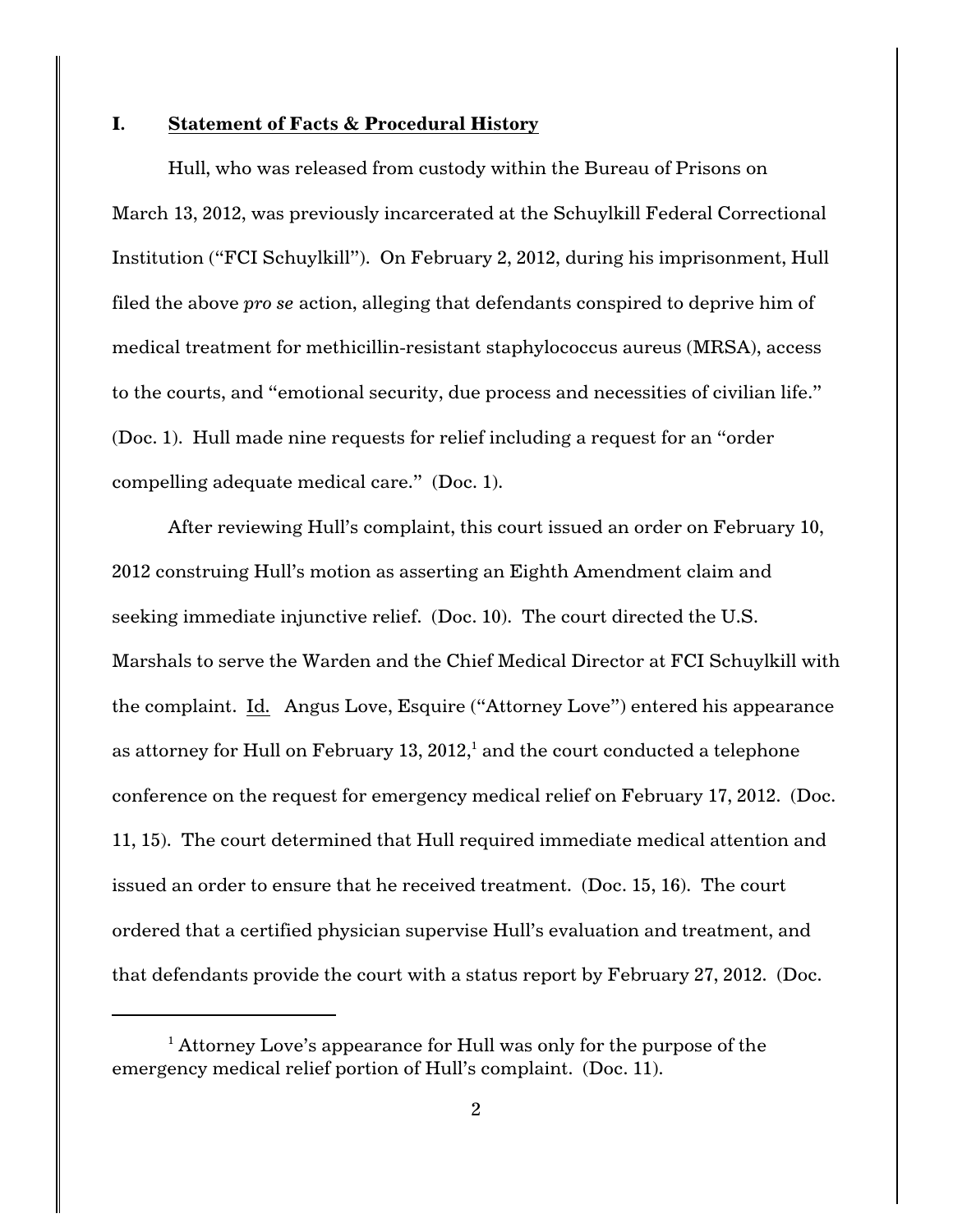## I. **Statement of Facts & Procedural History**

Hull, who was released from custody within the Bureau of Prisons on March 13, 2012, was previously incarcerated at the Schuylkill Federal Correctional Institution ("FCI Schuylkill"). On February 2, 2012, during his imprisonment, Hull filed the above *pro se* action, alleging that defendants conspired to deprive him of medical treatment for methicillin-resistant staphylococcus aureus (MRSA), access to the courts, and "emotional security, due process and necessities of civilian life." (Doc. 1). Hull made nine requests for relief including a request for an "order compelling adequate medical care." (Doc. 1).

After reviewing Hull's complaint, this court issued an order on February 10, 2012 construing Hull's motion as asserting an Eighth Amendment claim and seeking immediate injunctive relief. (Doc. 10). The court directed the U.S. Marshals to serve the Warden and the Chief Medical Director at FCI Schuylkill with the complaint. Id. Angus Love, Esquire ("Attorney Love") entered his appearance as attorney for Hull on February 13, 2012,[1] and the court conducted a telephone conference on the request for emergency medical relief on February 17, 2012. (Doc. 11, 15). The court determined that Hull required immediate medical attention and issued an order to ensure that he received treatment. (Doc. 15, 16). The court ordered that a certified physician supervise Hull's evaluation and treatment, and that defendants provide the court with a status report by February 27, 2012. (Doc.

[1] Attorney Love's appearance for Hull was only for the purpose of the emergency medical relief portion of Hull's complaint. (Doc. 11).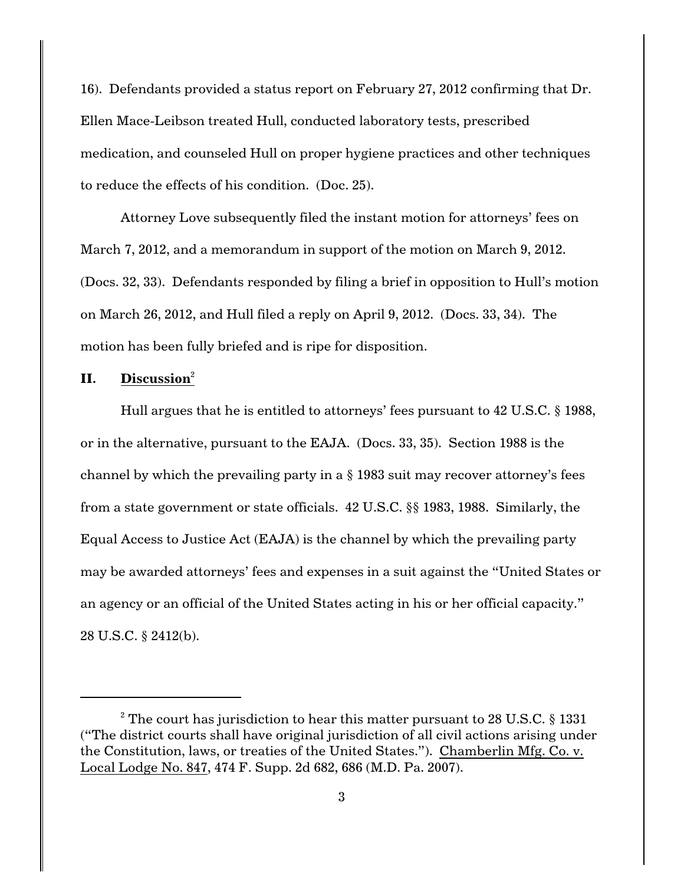16). Defendants provided a status report on February 27, 2012 confirming that Dr. Ellen Mace-Leibson treated Hull, conducted laboratory tests, prescribed medication, and counseled Hull on proper hygiene practices and other techniques to reduce the effects of his condition. (Doc. 25).

Attorney Love subsequently filed the instant motion for attorneys' fees on March 7, 2012, and a memorandum in support of the motion on March 9, 2012. (Docs. 32, 33). Defendants responded by filing a brief in opposition to Hull's motion on March 26, 2012, and Hull filed a reply on April 9, 2012. (Docs. 33, 34). The motion has been fully briefed and is ripe for disposition.

## II. Discussion[2]

Hull argues that he is entitled to attorneys' fees pursuant to 42 U.S.C. § 1988, or in the alternative, pursuant to the EAJA. (Docs. 33, 35). Section 1988 is the channel by which the prevailing party in a § 1983 suit may recover attorney's fees from a state government or state officials. 42 U.S.C. §§ 1983, 1988. Similarly, the Equal Access to Justice Act (EAJA) is the channel by which the prevailing party may be awarded attorneys' fees and expenses in a suit against the "United States or an agency or an official of the United States acting in his or her official capacity." 28 U.S.C. § 2412(b).

---

[2] The court has jurisdiction to hear this matter pursuant to 28 U.S.C. § 1331 ("The district courts shall have original jurisdiction of all civil actions arising under the Constitution, laws, or treaties of the United States."). Chamberlin Mfg. Co. v. Local Lodge No. 847, 474 F. Supp. 2d 682, 686 (M.D. Pa. 2007).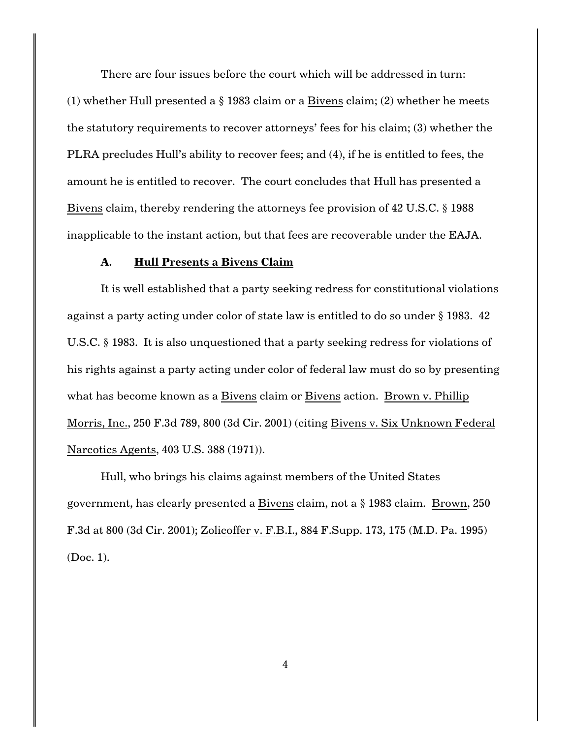There are four issues before the court which will be addressed in turn: (1) whether Hull presented a § 1983 claim or a Bivens claim; (2) whether he meets the statutory requirements to recover attorneys' fees for his claim; (3) whether the PLRA precludes Hull's ability to recover fees; and (4), if he is entitled to fees, the amount he is entitled to recover. The court concludes that Hull has presented a Bivens claim, thereby rendering the attorneys fee provision of 42 U.S.C. § 1988 inapplicable to the instant action, but that fees are recoverable under the EAJA.

### A. **Hull Presents a Bivens Claim**

It is well established that a party seeking redress for constitutional violations against a party acting under color of state law is entitled to do so under § 1983. 42 U.S.C. § 1983. It is also unquestioned that a party seeking redress for violations of his rights against a party acting under color of federal law must do so by presenting what has become known as a Bivens claim or Bivens action. Brown v. Phillip Morris, Inc., 250 F.3d 789, 800 (3d Cir. 2001) (citing Bivens v. Six Unknown Federal Narcotics Agents, 403 U.S. 388 (1971)).

Hull, who brings his claims against members of the United States government, has clearly presented a Bivens claim, not a § 1983 claim. Brown, 250 F.3d at 800 (3d Cir. 2001); Zolicoffer v. F.B.I., 884 F.Supp. 173, 175 (M.D. Pa. 1995) (Doc. 1).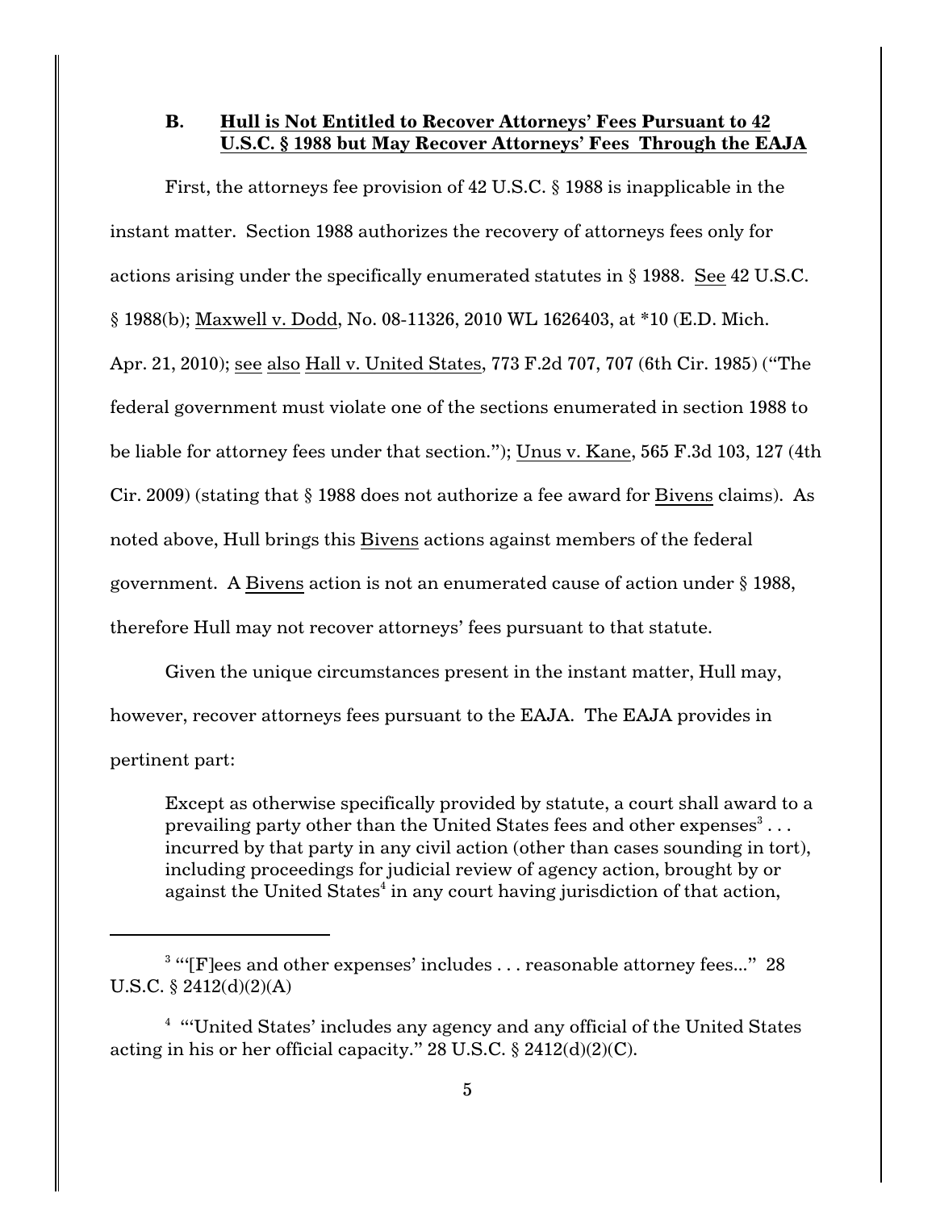### B. Hull is Not Entitled to Recover Attorneys' Fees Pursuant to 42 U.S.C. § 1988 but May Recover Attorneys' Fees Through the EAJA

First, the attorneys fee provision of 42 U.S.C. § 1988 is inapplicable in the instant matter. Section 1988 authorizes the recovery of attorneys fees only for actions arising under the specifically enumerated statutes in § 1988. See 42 U.S.C. § 1988(b); Maxwell v. Dodd, No. 08-11326, 2010 WL 1626403, at *10 (E.D. Mich. Apr. 21, 2010); see also Hall v. United States, 773 F.2d 707, 707 (6th Cir. 1985) ("The federal government must violate one of the sections enumerated in section 1988 to be liable for attorney fees under that section."); Unus v. Kane, 565 F.3d 103, 127 (4th Cir. 2009) (stating that § 1988 does not authorize a fee award for Bivens claims). As noted above, Hull brings this Bivens actions against members of the federal government. A Bivens action is not an enumerated cause of action under § 1988, therefore Hull may not recover attorneys' fees pursuant to that statute.

Given the unique circumstances present in the instant matter, Hull may, however, recover attorneys fees pursuant to the EAJA. The EAJA provides in pertinent part:

> Except as otherwise specifically provided by statute, a court shall award to a prevailing party other than the United States fees and other expenses[3] . . . incurred by that party in any civil action (other than cases sounding in tort), including proceedings for judicial review of agency action, brought by or against the United States[4] in any court having jurisdiction of that action,

[3] "'[F]ees and other expenses' includes . . . reasonable attorney fees..." 28 U.S.C. § 2412(d)(2)(A)

[4] "'United States' includes any agency and any official of the United States acting in his or her official capacity." 28 U.S.C. § 2412(d)(2)(C).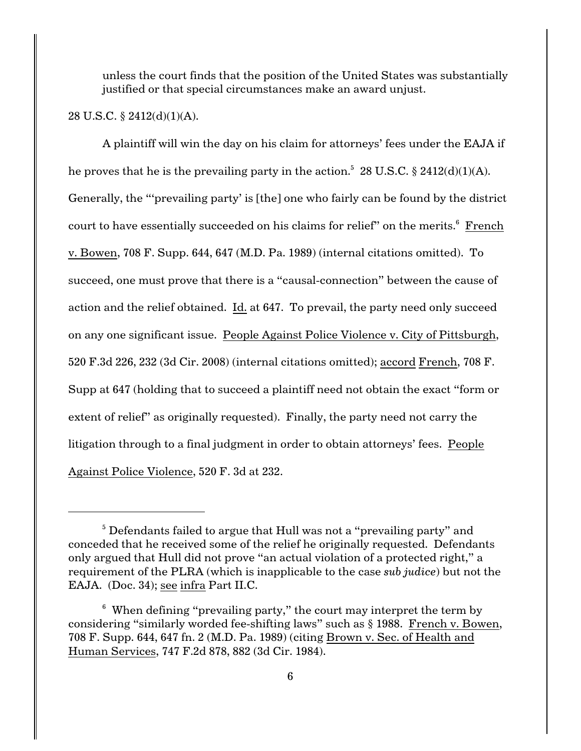unless the court finds that the position of the United States was substantially justified or that special circumstances make an award unjust.

28 U.S.C. § 2412(d)(1)(A).

A plaintiff will win the day on his claim for attorneys' fees under the EAJA if he proves that he is the prevailing party in the action.[5] 28 U.S.C. § 2412(d)(1)(A). Generally, the "'prevailing party' is [the] one who fairly can be found by the district court to have essentially succeeded on his claims for relief" on the merits.[6] French v. Bowen, 708 F. Supp. 644, 647 (M.D. Pa. 1989) (internal citations omitted). To succeed, one must prove that there is a "causal-connection" between the cause of action and the relief obtained. Id. at 647. To prevail, the party need only succeed on any one significant issue. People Against Police Violence v. City of Pittsburgh, 520 F.3d 226, 232 (3d Cir. 2008) (internal citations omitted); accord French, 708 F. Supp at 647 (holding that to succeed a plaintiff need not obtain the exact "form or extent of relief" as originally requested). Finally, the party need not carry the litigation through to a final judgment in order to obtain attorneys' fees. People Against Police Violence, 520 F. 3d at 232.

---

[5] Defendants failed to argue that Hull was not a "prevailing party" and conceded that he received some of the relief he originally requested. Defendants only argued that Hull did not prove "an actual violation of a protected right," a requirement of the PLRA (which is inapplicable to the case *sub judice*) but not the EAJA. (Doc. 34); see infra Part II.C.

[6] When defining "prevailing party," the court may interpret the term by considering "similarly worded fee-shifting laws" such as § 1988. French v. Bowen, 708 F. Supp. 644, 647 fn. 2 (M.D. Pa. 1989) (citing Brown v. Sec. of Health and Human Services, 747 F.2d 878, 882 (3d Cir. 1984).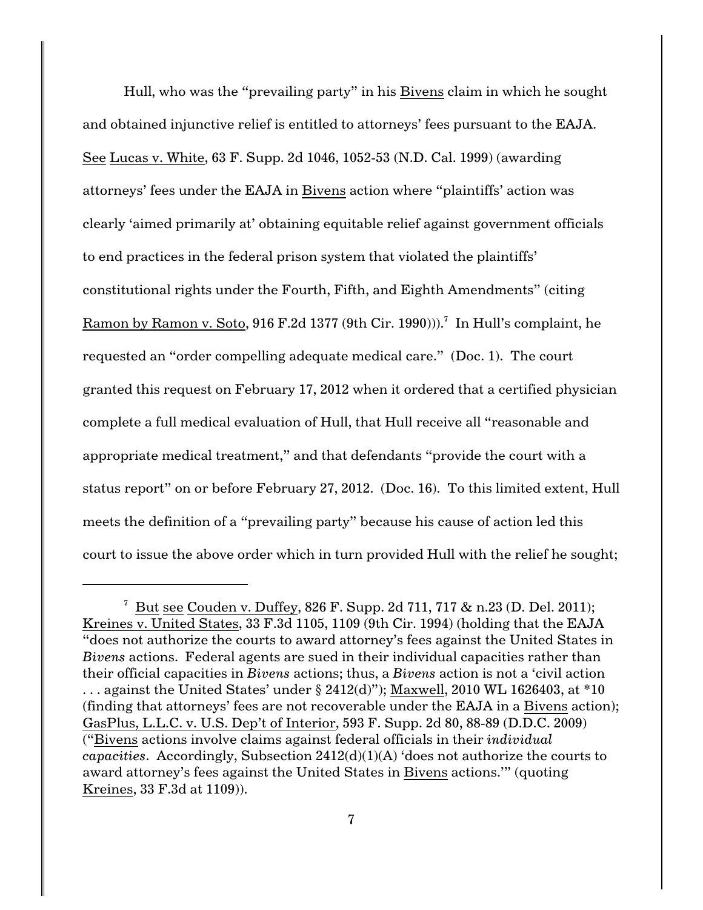Hull, who was the "prevailing party" in his Bivens claim in which he sought and obtained injunctive relief is entitled to attorneys' fees pursuant to the EAJA. See Lucas v. White, 63 F. Supp. 2d 1046, 1052-53 (N.D. Cal. 1999) (awarding attorneys' fees under the EAJA in Bivens action where "plaintiffs' action was clearly 'aimed primarily at' obtaining equitable relief against government officials to end practices in the federal prison system that violated the plaintiffs' constitutional rights under the Fourth, Fifth, and Eighth Amendments" (citing Ramon by Ramon v. Soto, 916 F.2d 1377 (9th Cir. 1990))).[7] In Hull's complaint, he requested an "order compelling adequate medical care." (Doc. 1). The court granted this request on February 17, 2012 when it ordered that a certified physician complete a full medical evaluation of Hull, that Hull receive all "reasonable and appropriate medical treatment," and that defendants "provide the court with a status report" on or before February 27, 2012. (Doc. 16). To this limited extent, Hull meets the definition of a "prevailing party" because his cause of action led this court to issue the above order which in turn provided Hull with the relief he sought;

---

[7] But see Couden v. Duffey, 826 F. Supp. 2d 711, 717 & n.23 (D. Del. 2011); Kreines v. United States, 33 F.3d 1105, 1109 (9th Cir. 1994) (holding that the EAJA "does not authorize the courts to award attorney's fees against the United States in *Bivens* actions. Federal agents are sued in their individual capacities rather than their official capacities in *Bivens* actions; thus, a *Bivens* action is not a 'civil action . . . against the United States' under § 2412(d)"); Maxwell, 2010 WL 1626403, at *10 (finding that attorneys' fees are not recoverable under the EAJA in a Bivens action); GasPlus, L.L.C. v. U.S. Dep't of Interior, 593 F. Supp. 2d 80, 88-89 (D.D.C. 2009) ("Bivens actions involve claims against federal officials in their *individual capacities*. Accordingly, Subsection 2412(d)(1)(A) 'does not authorize the courts to award attorney's fees against the United States in Bivens actions.'" (quoting Kreines, 33 F.3d at 1109)).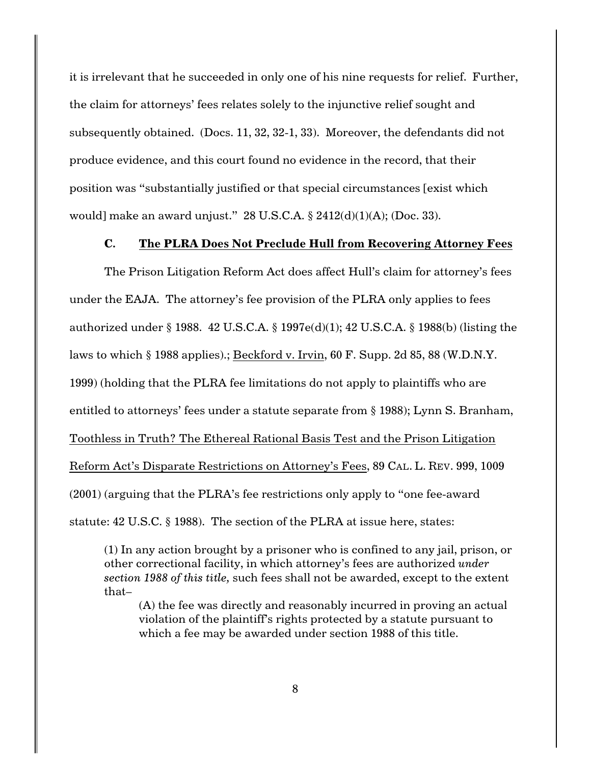it is irrelevant that he succeeded in only one of his nine requests for relief. Further, the claim for attorneys' fees relates solely to the injunctive relief sought and subsequently obtained. (Docs. 11, 32, 32-1, 33). Moreover, the defendants did not produce evidence, and this court found no evidence in the record, that their position was "substantially justified or that special circumstances [exist which would] make an award unjust." 28 U.S.C.A. § 2412(d)(1)(A); (Doc. 33).

### C. The PLRA Does Not Preclude Hull from Recovering Attorney Fees

The Prison Litigation Reform Act does affect Hull's claim for attorney's fees under the EAJA. The attorney's fee provision of the PLRA only applies to fees authorized under § 1988. 42 U.S.C.A. § 1997e(d)(1); 42 U.S.C.A. § 1988(b) (listing the laws to which § 1988 applies).; Beckford v. Irvin, 60 F. Supp. 2d 85, 88 (W.D.N.Y. 1999) (holding that the PLRA fee limitations do not apply to plaintiffs who are entitled to attorneys' fees under a statute separate from § 1988); Lynn S. Branham, Toothless in Truth? The Ethereal Rational Basis Test and the Prison Litigation Reform Act's Disparate Restrictions on Attorney's Fees, 89 CAL. L. REV. 999, 1009 (2001) (arguing that the PLRA's fee restrictions only apply to "one fee-award statute: 42 U.S.C. § 1988). The section of the PLRA at issue here, states:

> (1) In any action brought by a prisoner who is confined to any jail, prison, or other correctional facility, in which attorney's fees are authorized *under section 1988 of this title,* such fees shall not be awarded, except to the extent that–
>
> > (A) the fee was directly and reasonably incurred in proving an actual violation of the plaintiff's rights protected by a statute pursuant to which a fee may be awarded under section 1988 of this title.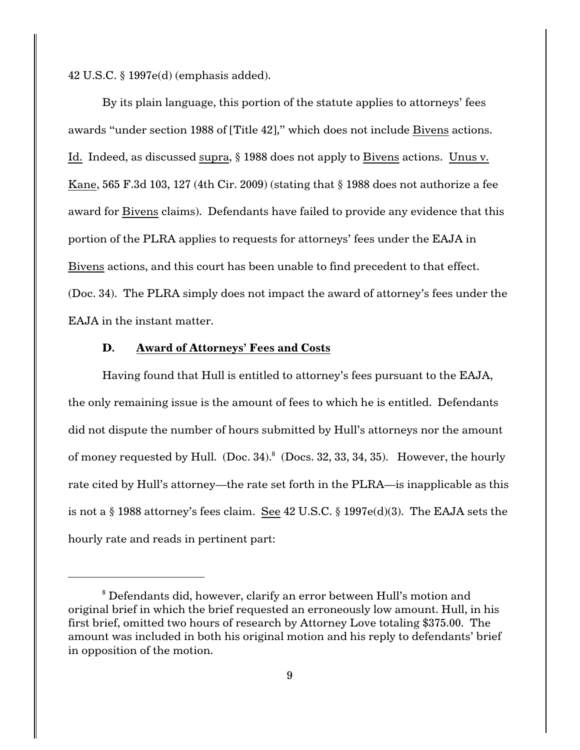42 U.S.C. § 1997e(d) (emphasis added).

By its plain language, this portion of the statute applies to attorneys' fees awards "under section 1988 of [Title 42]," which does not include Bivens actions. Id. Indeed, as discussed supra, § 1988 does not apply to Bivens actions. Unus v. Kane, 565 F.3d 103, 127 (4th Cir. 2009) (stating that § 1988 does not authorize a fee award for Bivens claims). Defendants have failed to provide any evidence that this portion of the PLRA applies to requests for attorneys' fees under the EAJA in Bivens actions, and this court has been unable to find precedent to that effect. (Doc. 34). The PLRA simply does not impact the award of attorney's fees under the EAJA in the instant matter.

### D. Award of Attorneys' Fees and Costs

Having found that Hull is entitled to attorney's fees pursuant to the EAJA, the only remaining issue is the amount of fees to which he is entitled. Defendants did not dispute the number of hours submitted by Hull's attorneys nor the amount of money requested by Hull. (Doc. 34).[8] (Docs. 32, 33, 34, 35). However, the hourly rate cited by Hull's attorney—the rate set forth in the PLRA—is inapplicable as this is not a § 1988 attorney's fees claim. See 42 U.S.C. § 1997e(d)(3). The EAJA sets the hourly rate and reads in pertinent part:

---

[8] Defendants did, however, clarify an error between Hull's motion and original brief in which the brief requested an erroneously low amount. Hull, in his first brief, omitted two hours of research by Attorney Love totaling $375.00. The amount was included in both his original motion and his reply to defendants' brief in opposition of the motion.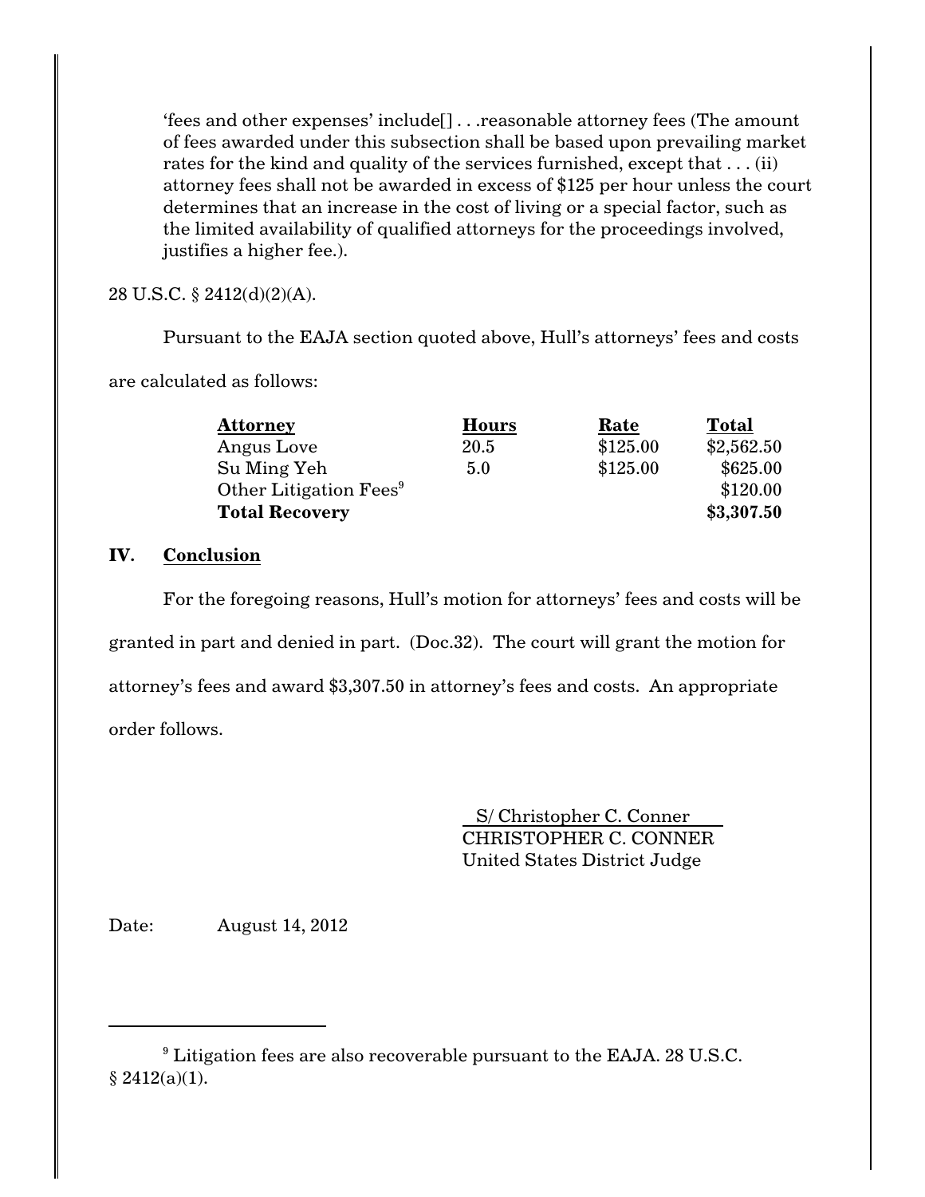> 'fees and other expenses' include[] . . .reasonable attorney fees (The amount of fees awarded under this subsection shall be based upon prevailing market rates for the kind and quality of the services furnished, except that . . . (ii) attorney fees shall not be awarded in excess of $125 per hour unless the court determines that an increase in the cost of living or a special factor, such as the limited availability of qualified attorneys for the proceedings involved, justifies a higher fee.).

28 U.S.C. § 2412(d)(2)(A).

Pursuant to the EAJA section quoted above, Hull's attorneys' fees and costs are calculated as follows:

| Attorney | Hours | Rate | Total |
|---|---|---|---|
| Angus Love | 20.5 | $125.00 | $2,562.50 |
| Su Ming Yeh | 5.0 | $125.00 | $625.00 |
| Other Litigation Fees[9] | | | $120.00 |
| **Total Recovery** | | | **$3,307.50** |

## IV. Conclusion

For the foregoing reasons, Hull's motion for attorneys' fees and costs will be granted in part and denied in part. (Doc.32). The court will grant the motion for attorney's fees and award $3,307.50 in attorney's fees and costs. An appropriate order follows.

S/ Christopher C. Conner
CHRISTOPHER C. CONNER
United States District Judge

Date: August 14, 2012

---

[9] Litigation fees are also recoverable pursuant to the EAJA. 28 U.S.C. § 2412(a)(1).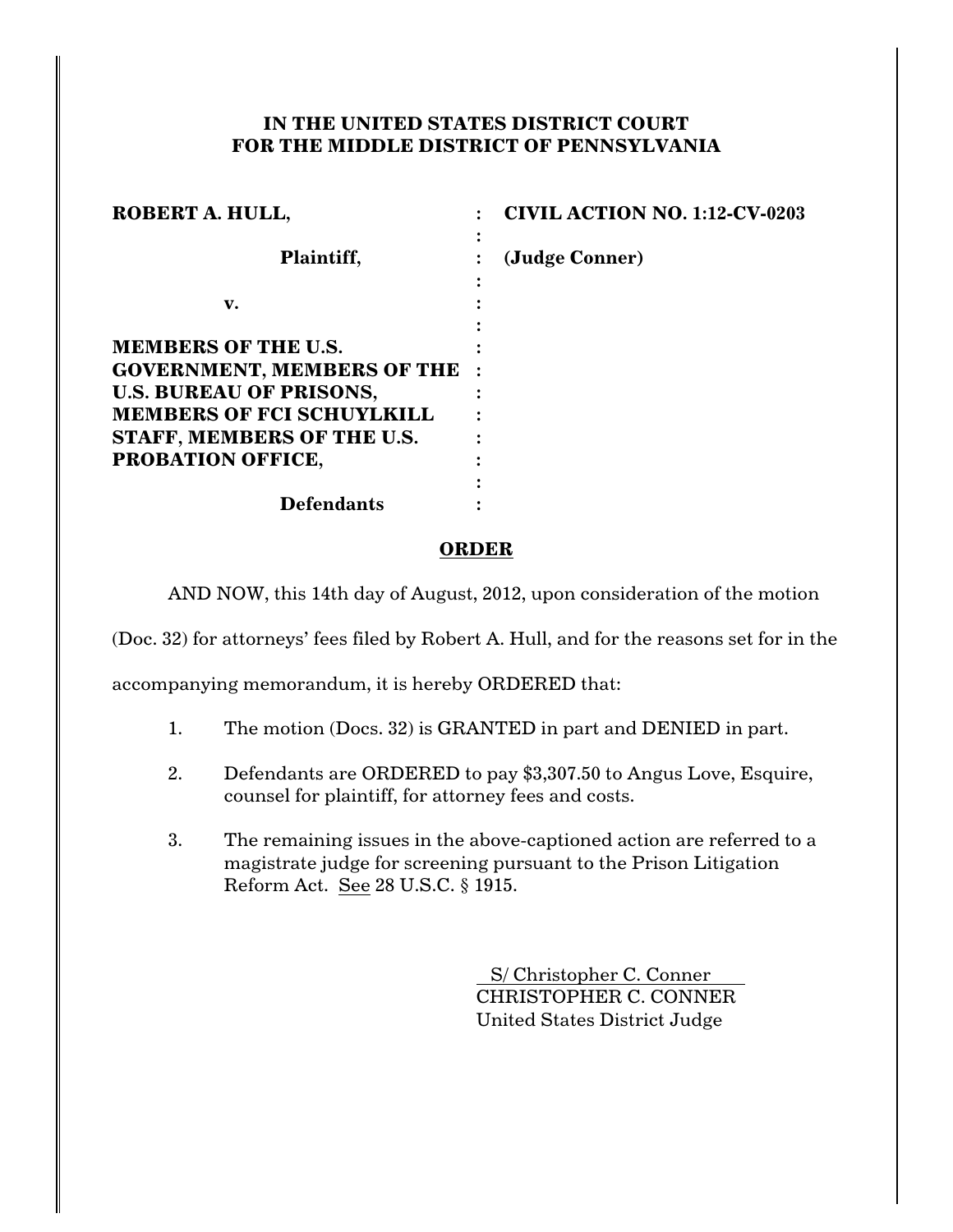**IN THE UNITED STATES DISTRICT COURT**
**FOR THE MIDDLE DISTRICT OF PENNSYLVANIA**

| | | |
|---|---|---|
| **ROBERT A. HULL,** | : | **CIVIL ACTION NO. 1:12-CV-0203** |
| | : | |
| **Plaintiff,** | : | **(Judge Conner)** |
| | : | |
| **v.** | : | |
| | : | |
| **MEMBERS OF THE U.S. GOVERNMENT, MEMBERS OF THE U.S. BUREAU OF PRISONS, MEMBERS OF FCI SCHUYLKILL STAFF, MEMBERS OF THE U.S. PROBATION OFFICE,** | : | |
| | : | |
| **Defendants** | : | |

**ORDER**

AND NOW, this 14th day of August, 2012, upon consideration of the motion (Doc. 32) for attorneys' fees filed by Robert A. Hull, and for the reasons set for in the accompanying memorandum, it is hereby ORDERED that:

1. The motion (Docs. 32) is GRANTED in part and DENIED in part.

2. Defendants are ORDERED to pay $3,307.50 to Angus Love, Esquire, counsel for plaintiff, for attorney fees and costs.

3. The remaining issues in the above-captioned action are referred to a magistrate judge for screening pursuant to the Prison Litigation Reform Act. See 28 U.S.C. § 1915.

S/ Christopher C. Conner
CHRISTOPHER C. CONNER
United States District Judge